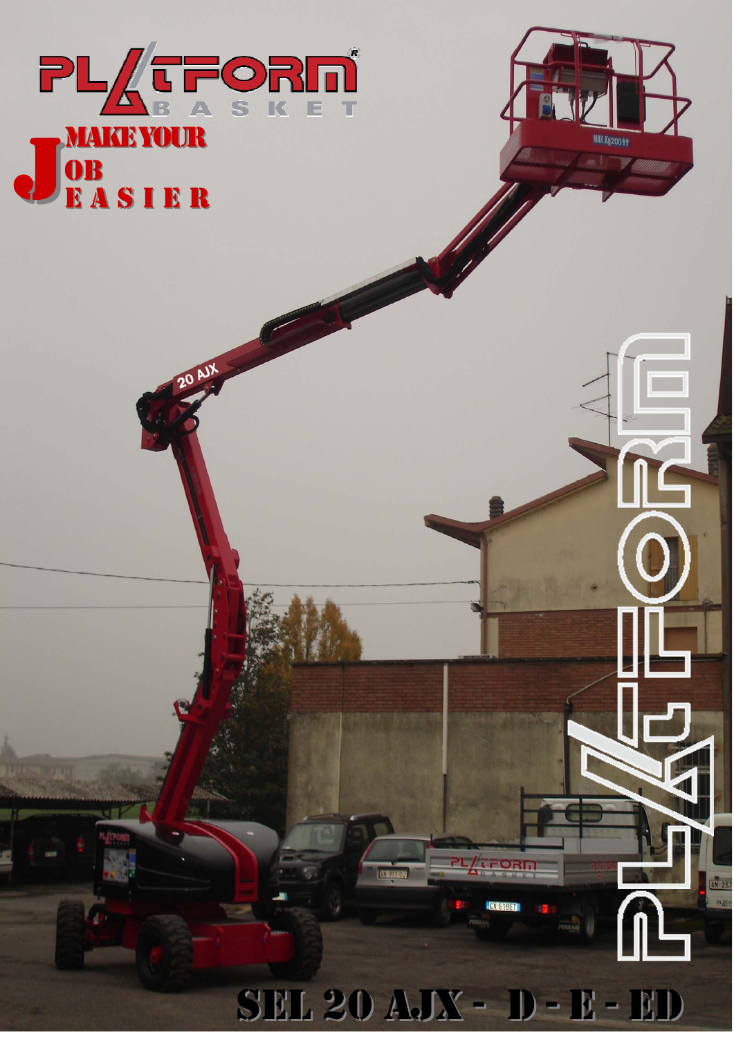# PLATFORM BASKET

**MAKE YOUR JOB EASIER**

# SEL 20 AJX - D - E - ED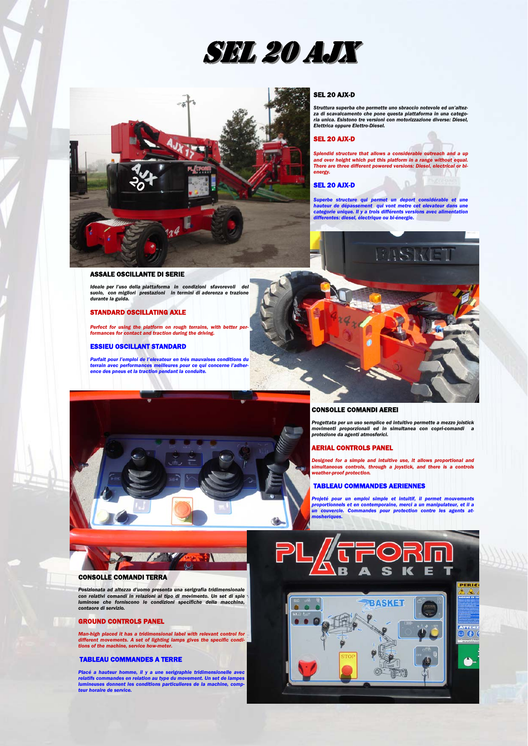# SEL 20 AJX

## SEL 20 AJX-D

*Struttura superba che permette uno sbraccio notevole ed un'altezza di scavalcamento che pone questa piattaforma in una categoria unica. Esistono tre versioni con motorizzazione diverse: Diesel, Elettrica oppure Elettro-Diesel.*

## SEL 20 AJX-D

*Splendid structure that allows a considerable outreach and a up and over height which put this platform in a range without equal. There are three different powered versions: Diesel, electrical or bi-energy.*

## SEL 20 AJX-D

*Superbe structure qui permet un deport considérable et une hauteur de dépassement qui vont metre cet elevateur dans une categorie unique. Il y a trois différents versions avec alimentation differentes: diesel, électrique ou bi-énergie.*

## ASSALE OSCILLANTE DI SERIE

*Ideale per l'uso della piattaforma in condizioni sfavorevoli del suolo, con migliori prestazioni in termini di aderenza e trazione durante la guida.*

## STANDARD OSCILLATING AXLE

*Perfect for using the platform on rough terrains, with better performances for contact and traction during the driving.*

## ESSIEU OSCILLANT STANDARD

*Parfait pour l'emploi de l'elevateur en trés mauvaises conditions du terrain avec performances meilleures pour ce qui concerne l'adherence des pneus et la traction pendant la conduite.*

## CONSOLLE COMANDI AEREI

*Progettata per un uso semplice ed intuitivo permette a mezzo joistick movimenti proporzionali ed in simultanea con copri-comandi a protezione da agenti atmosferici.*

## AERIAL CONTROLS PANEL

*Designed for a simple and intuitive use, it allows proportional and simultaneous controls, through a joystick, and there is a controls weather-proof protection.*

## TABLEAU COMMANDES AERIENNES

*Projeté pour un emploi simple et intuitif, il permet mouvements proportionnels et en contemporaine, merci a un manipulateur, et il a un couvercle. Commandes pour protection contre les agents atmosheriques.*

## CONSOLLE COMANDI TERRA

*Posizionata ad altezza d'uomo presenta una serigrafia tridimensionale con relativi comandi in relazioni al tipo di movimento. Un set di spie luminose che forniscono le condizioni specifiche della macchina, contaore di servizio.*

## GROUND CONTROLS PANEL

*Man-high placed it has a tridimensional label with relevant control for different movements. A set of lighting lamps gives the specific conditions of the machine, service how-meter.*

## TABLEAU COMMANDES A TERRE

*Placé a hauteur homme, il y a une serigraphie tridimensionelle avec relatifs commandes en relation au type du movement. Un set de lampes lumineuses donnent les conditions particulieres de la machine, compteur horaire de service.*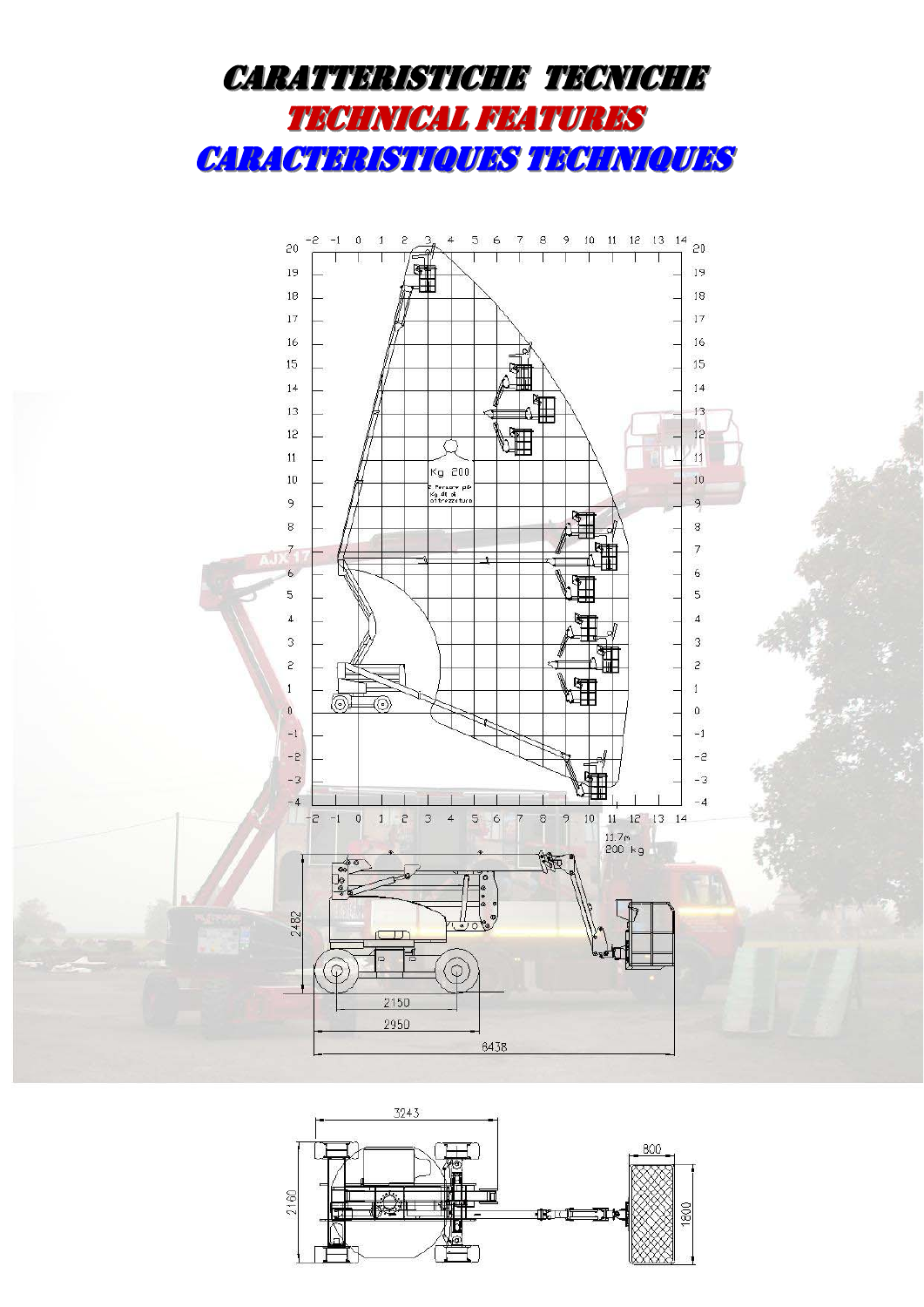# CARATTERISTICHE TECNICHE

# TECHNICAL FEATURES

# CARACTERISTIQUES TECHNIQUES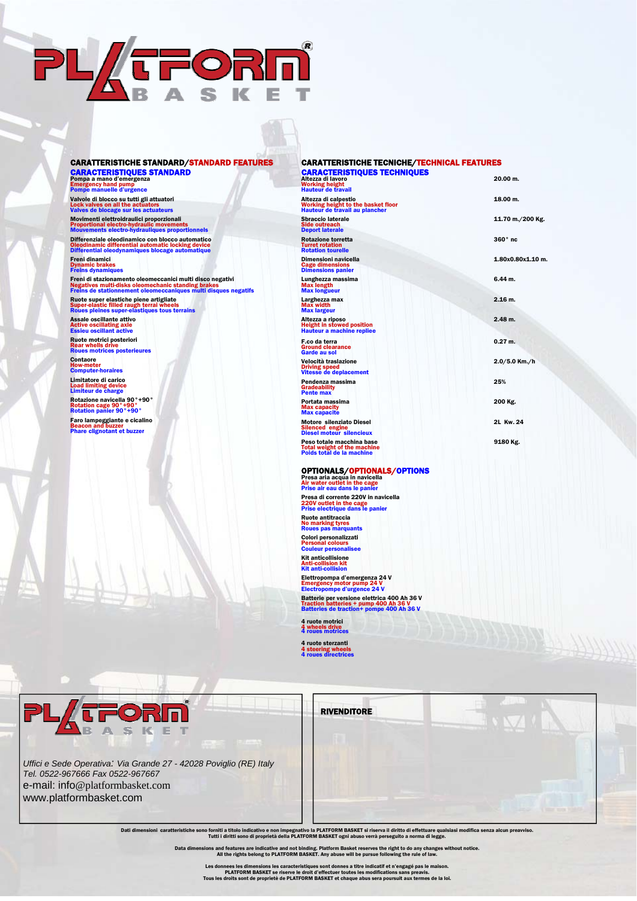## CARATTERISTICHE STANDARD/STANDARD FEATURES
## CARACTERISTIQUES STANDARD

Pompa a mano d'emergenza
Emergency hand pump
Pompe manuelle d'urgence

Valvole di blocco su tutti gli attuatori
Lock valves on all the actuators
Valves de blocage sur les actuateurs

Movimenti elettroidraulici proporzionali
Proportional electro-hydraulic movements
Mouvements electro-hydrauliques proportionnels

Differenziale oleodinamico con blocco automatico
Oleodinamic differential automatic locking device
Differential oleodynamiques blocage automatique

Freni dinamici
Dynamic brakes
Freins dynamiques

Freni di stazionamento oleomeccanici multi disco negativi
Negatives multi-disks oleomechanic standing brakes
Freins de stationnement oleomeccaniques multi disques negatifs

Ruote super elastiche piene artigliate
Super-elastic filled raugh terrai wheels
Roues pleines super-elastiques tous terrains

Assale oscillante attivo
Active oscillating axle
Essieu oscillant active

Ruote motrici posteriori
Rear wheels drive
Roues motrices posterieures

Contaore
How-meter
Computer-horaires

Limitatore di carico
Load limiting device
Limiteur de charge

Rotazione navicella 90°+90°
Rotation cage 90°+90°
Rotation panier 90°+90°

Faro lampeggiante e cicalino
Beacon and buzzer
Phare clignotant et buzzer

## CARATTERISTICHE TECNICHE/TECHNICAL FEATURES
## CARACTERISTIQUES TECHNIQUES

| | |
|---|---|
| Altezza di lavoro / Working height / Hauteur de travail | 20.00 m. |
| Altezza di calpestio / Working height to the basket floor / Hauteur de travail au plancher | 18.00 m. |
| Sbraccio laterale / Side outreach / Deport laterale | 11.70 m./200 Kg. |
| Rotazione torretta / Turret rotation / Rotation tourelle | 360° nc |
| Dimensioni navicella / Cage dimensions / Dimensions panier | 1.80x0.80x1.10 m. |
| Lunghezza massima / Max length / Max longueur | 6.44 m. |
| Larghezza max / Max width / Max largeur | 2.16 m. |
| Altezza a riposo / Height in stowed position / Hauteur a machine repliee | 2.48 m. |
| F.co da terra / Ground clearance / Garde au sol | 0.27 m. |
| Velocità traslazione / Driving speed / Vitesse de deplacement | 2.0/5.0 Km./h |
| Pendenza massima / Gradeability / Pente max | 25% |
| Portata massima / Max capacity / Max capacite | 200 Kg. |
| Motore silenziato Diesel / Silenced engine / Diesel moteur silencieux | 2L Kw. 24 |
| Peso totale macchina base / Total weight of the machine / Poids total de la machine | 9180 Kg. |

## OPTIONALS/OPTIONALS/OPTIONS

Presa aria acqua in navicella
Air water outlet in the cage
Prise air eau dans le panier

Presa di corrente 220V in navicella
220V outlet in the cage
Prise electrique dans le panier

Ruote antitraccia
No marking tyres
Roues pas marquants

Colori personalizzati
Personal colours
Couleur personalisee

Kit anticollisione
Anti-collision kit
Kit anti-collision

Elettropompa d'emergenza 24 V
Emergency motor pump 24 V
Electropompe d'urgence 24 V

Batterie per versione elettrica 400 Ah 36 V
Traction batteries + pump 400 Ah 36 V
Batteries de traction+ pompe 400 Ah 36 V

4 ruote motrici
4 wheels drive
4 roues motrices

4 ruote sterzanti
4 steering wheels
4 roues directrices

PLATFORM BASKET

*Uffici e Sede Operativa: Via Grande 27 - 42028 Poviglio (RE) Italy*
*Tel. 0522-967666 Fax 0522-967667*
e-mail: info@platformbasket.com
www.platformbasket.com

**RIVENDITORE**

Dati dimensioni caratteristiche sono forniti a titolo indicativo e non impegnativo la PLATFORM BASKET si riserva il diritto di effettuare qualsiasi modifica senza alcun preavviso.
Tutti i diritti sono di proprietà della PLATFORM BASKET ogni abuso verrà perseguito a norma di legge.

Data dimensions and features are indicative and not binding. Platform Basket reserves the right to do any changes without notice.
All the rights belong to PLATFORM BASKET. Any abuse will be pursue following the rule of law.

Les donnees les dimensions les caracteristiques sont donnes a titre indicatif et n'engagé pas le maison.
PLATFORM BASKET se reserve le droit d'effectuer toutes les modifications sans preavis.
Tous les droits sont de propriétè de PLATFORM BASKET et chaque abus sera poursuit aux termes de la loi.